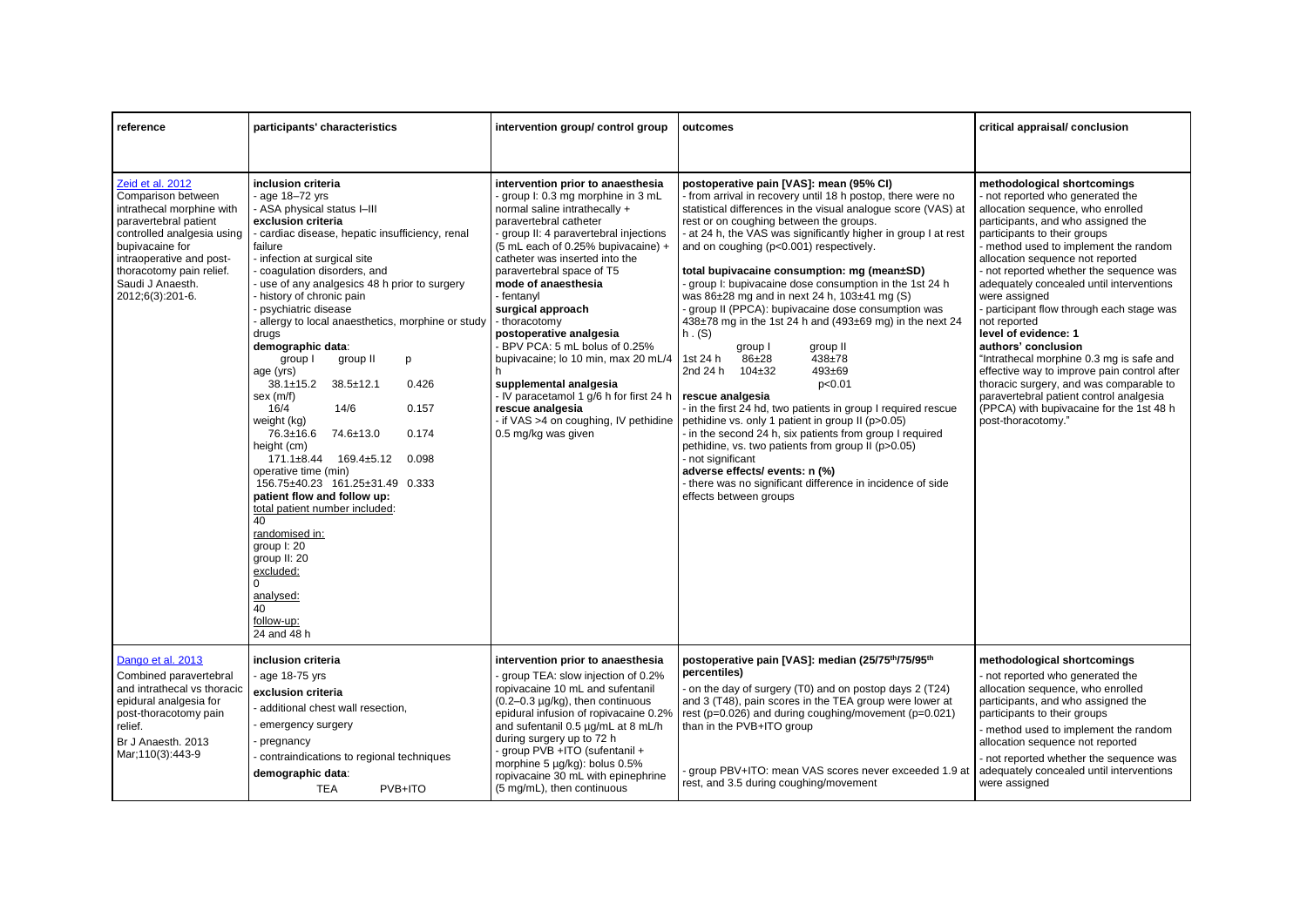| reference | participants' characteristics | intervention group/ control group | outcomes | critical appraisal/ conclusion |
|---|---|---|---|---|
| Zeid et al. 2012<br>Comparison between intrathecal morphine with paravertebral patient controlled analgesia using bupivacaine for intraoperative and post-thoracotomy pain relief.<br>Saudi J Anaesth. 2012;6(3):201-6. | **inclusion criteria**<br>- age 18–72 yrs<br>- ASA physical status I–III<br>**exclusion criteria**<br>- cardiac disease, hepatic insufficiency, renal failure<br>- infection at surgical site<br>- coagulation disorders, and<br>- use of any analgesics 48 h prior to surgery<br>- history of chronic pain<br>- psychiatric disease<br>- allergy to local anaesthetics, morphine or study drugs<br>**demographic data**:<br>group I / group II / p<br>age (yrs)<br>38.1±15.2 / 38.5±12.1 / 0.426<br>sex (m/f)<br>16/4 / 14/6 / 0.157<br>weight (kg)<br>76.3±16.6 / 74.6±13.0 / 0.174<br>height (cm)<br>171.1±8.44 / 169.4±5.12 / 0.098<br>operative time (min)<br>156.75±40.23 / 161.25±31.49 / 0.333<br>**patient flow and follow up:**<br>total patient number included:<br>40<br>randomised in:<br>group I: 20<br>group II: 20<br>excluded:<br>0<br>analysed:<br>40<br>follow-up:<br>24 and 48 h | **intervention prior to anaesthesia**<br>- group I: 0.3 mg morphine in 3 mL normal saline intrathecally + paravertebral catheter<br>- group II: 4 paravertebral injections (5 mL each of 0.25% bupivacaine) + catheter was inserted into the paravertebral space of T5<br>**mode of anaesthesia**<br>- fentanyl<br>**surgical approach**<br>- thoracotomy<br>**postoperative analgesia**<br>- BPV PCA: 5 mL bolus of 0.25% bupivacaine; lo 10 min, max 20 mL/4 h<br>**supplemental analgesia**<br>- IV paracetamol 1 g/6 h for first 24 h<br>**rescue analgesia**<br>- if VAS >4 on coughing, IV pethidine 0.5 mg/kg was given | **postoperative pain [VAS]: mean (95% CI)**<br>- from arrival in recovery until 18 h postop, there were no statistical differences in the visual analogue score (VAS) at rest or on coughing between the groups.<br>- at 24 h, the VAS was significantly higher in group I at rest and on coughing (p<0.001) respectively.<br><br>**total bupivacaine consumption: mg (mean±SD)**<br>- group I: bupivacaine dose consumption in the 1st 24 h was 86±28 mg and in next 24 h, 103±41 mg (S)<br>- group II (PPCA): bupivacaine dose consumption was 438±78 mg in the 1st 24 h and (493±69 mg) in the next 24 h . (S)<br>group I / group II<br>1st 24 h: 86±28 / 438±78<br>2nd 24 h: 104±32 / 493±69<br>p<0.01<br>**rescue analgesia**<br>- in the first 24 hd, two patients in group I required rescue pethidine vs. only 1 patient in group II (p>0.05)<br>- in the second 24 h, six patients from group I required pethidine, vs. two patients from group II (p>0.05)<br>- not significant<br>**adverse effects/ events: n (%)**<br>- there was no significant difference in incidence of side effects between groups | **methodological shortcomings**<br>- not reported who generated the allocation sequence, who enrolled participants, and who assigned the participants to their groups<br>- method used to implement the random allocation sequence not reported<br>- not reported whether the sequence was adequately concealed until interventions were assigned<br>- participant flow through each stage was not reported<br>**level of evidence: 1**<br>**authors' conclusion**<br>"Intrathecal morphine 0.3 mg is safe and effective way to improve pain control after thoracic surgery, and was comparable to paravertebral patient control analgesia (PPCA) with bupivacaine for the 1st 48 h post-thoracotomy." |
| Dango et al. 2013<br>Combined paravertebral and intrathecal vs thoracic epidural analgesia for post-thoracotomy pain relief.<br>Br J Anaesth. 2013 Mar;110(3):443-9 | **inclusion criteria**<br>- age 18-75 yrs<br>**exclusion criteria**<br>- additional chest wall resection,<br>- emergency surgery<br>- pregnancy<br>- contraindications to regional techniques<br>**demographic data**:<br>TEA / PVB+ITO | **intervention prior to anaesthesia**<br>- group TEA: slow injection of 0.2% ropivacaine 10 mL and sufentanil (0.2–0.3 µg/kg), then continuous epidural infusion of ropivacaine 0.2% and sufentanil 0.5 µg/mL at 8 mL/h during surgery up to 72 h<br>- group PVB +ITO (sufentanil + morphine 5 µg/kg): bolus 0.5% ropivacaine 30 mL with epinephrine (5 mg/mL), then continuous | **postoperative pain [VAS]: median (25/75th/75/95th percentiles)**<br>- on the day of surgery (T0) and on postop days 2 (T24) and 3 (T48), pain scores in the TEA group were lower at rest (p=0.026) and during coughing/movement (p=0.021) than in the PVB+ITO group<br><br>- group PBV+ITO: mean VAS scores never exceeded 1.9 at rest, and 3.5 during coughing/movement | **methodological shortcomings**<br>- not reported who generated the allocation sequence, who enrolled participants, and who assigned the participants to their groups<br>- method used to implement the random allocation sequence not reported<br>- not reported whether the sequence was adequately concealed until interventions were assigned |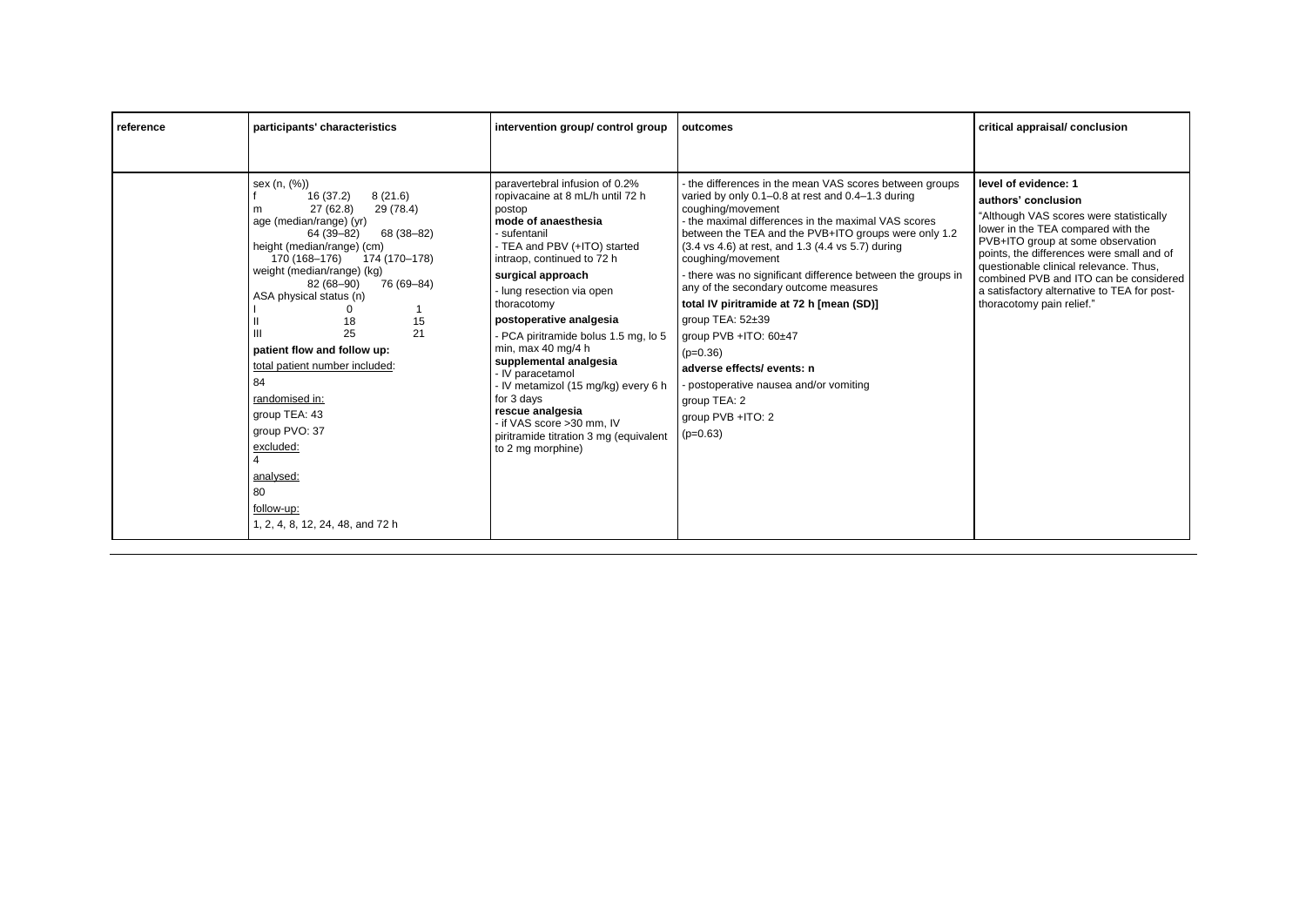| reference | participants' characteristics | intervention group/ control group | outcomes | critical appraisal/ conclusion |
|---|---|---|---|---|
| | sex (n, (%))<br>f 16 (37.2) 8 (21.6)<br>m 27 (62.8) 29 (78.4)<br>age (median/range) (yr)<br>64 (39–82) 68 (38–82)<br>height (median/range) (cm)<br>170 (168–176) 174 (170–178)<br>weight (median/range) (kg)<br>82 (68–90) 76 (69–84)<br>ASA physical status (n)<br>I 0 1<br>II 18 15<br>III 25 21<br>**patient flow and follow up:**<br>total patient number included:<br>84<br>randomised in:<br>group TEA: 43<br>group PVO: 37<br>excluded:<br>4<br>analysed:<br>80<br>follow-up:<br>1, 2, 4, 8, 12, 24, 48, and 72 h | paravertebral infusion of 0.2% ropivacaine at 8 mL/h until 72 h postop<br>**mode of anaesthesia**<br>- sufentanil<br>- TEA and PBV (+ITO) started intraop, continued to 72 h<br>**surgical approach**<br>- lung resection via open thoracotomy<br>**postoperative analgesia**<br>- PCA piritramide bolus 1.5 mg, lo 5 min, max 40 mg/4 h<br>**supplemental analgesia**<br>- IV paracetamol<br>- IV metamizol (15 mg/kg) every 6 h for 3 days<br>**rescue analgesia**<br>- if VAS score >30 mm, IV piritramide titration 3 mg (equivalent to 2 mg morphine) | - the differences in the mean VAS scores between groups varied by only 0.1–0.8 at rest and 0.4–1.3 during coughing/movement<br>- the maximal differences in the maximal VAS scores between the TEA and the PVB+ITO groups were only 1.2 (3.4 vs 4.6) at rest, and 1.3 (4.4 vs 5.7) during coughing/movement<br>- there was no significant difference between the groups in any of the secondary outcome measures<br>**total IV piritramide at 72 h [mean (SD)]**<br>group TEA: 52±39<br>group PVB +ITO: 60±47<br>(p=0.36)<br>**adverse effects/ events: n**<br>- postoperative nausea and/or vomiting<br>group TEA: 2<br>group PVB +ITO: 2<br>(p=0.63) | **level of evidence: 1**<br>**authors' conclusion**<br>"Although VAS scores were statistically lower in the TEA compared with the PVB+ITO group at some observation points, the differences were small and of questionable clinical relevance. Thus, combined PVB and ITO can be considered a satisfactory alternative to TEA for post-thoracotomy pain relief." |